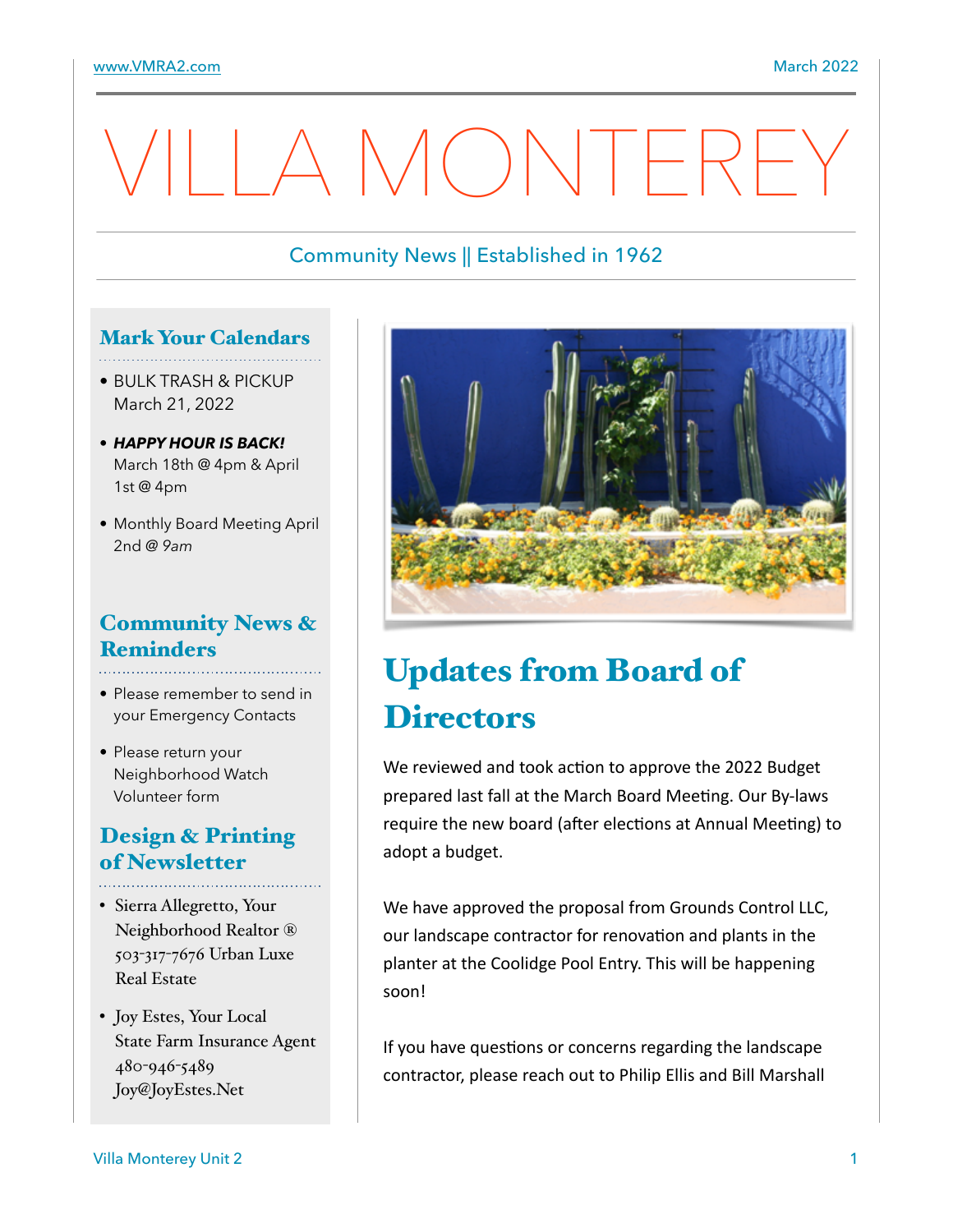www.VMRA2.com

March 2022

# VILLA MONTEREY

Community News || Established in 1962

## Mark Your Calendars

- BULK TRASH & PICKUP March 21, 2022
- ***HAPPY HOUR IS BACK!*** March 18th @ 4pm & April 1st @ 4pm
- Monthly Board Meeting April 2nd @ *9am*

## Community News & Reminders

- Please remember to send in your Emergency Contacts
- Please return your Neighborhood Watch Volunteer form

## Design & Printing of Newsletter

- Sierra Allegretto, Your Neighborhood Realtor ® 503-317-7676 Urban Luxe Real Estate
- Joy Estes, Your Local State Farm Insurance Agent 480-946-5489 Joy@JoyEstes.Net

## Updates from Board of Directors

We reviewed and took action to approve the 2022 Budget prepared last fall at the March Board Meeting. Our By-laws require the new board (after elections at Annual Meeting) to adopt a budget.

We have approved the proposal from Grounds Control LLC, our landscape contractor for renovation and plants in the planter at the Coolidge Pool Entry. This will be happening soon!

If you have questions or concerns regarding the landscape contractor, please reach out to Philip Ellis and Bill Marshall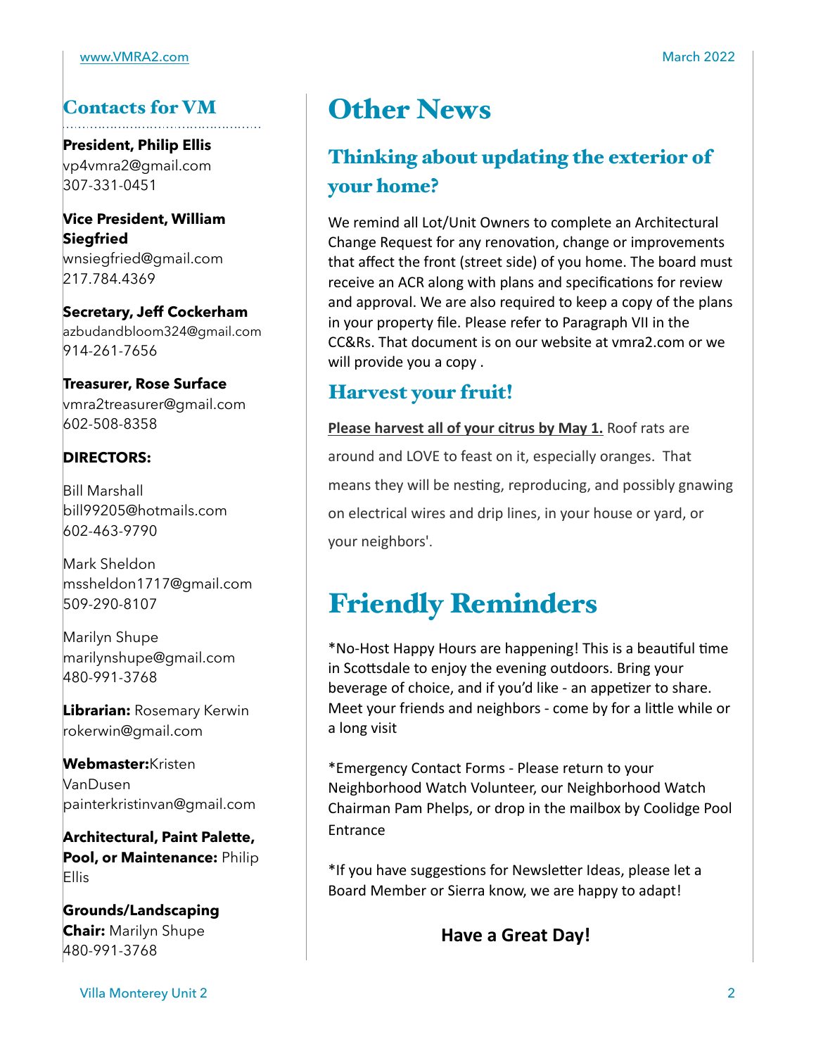## Contacts for VM

**President, Philip Ellis**
vp4vmra2@gmail.com
307-331-0451

**Vice President, William Siegfried**
wnsiegfried@gmail.com
217.784.4369

**Secretary, Jeff Cockerham**
azbudandbloom324@gmail.com
914-261-7656

**Treasurer, Rose Surface**
vmra2treasurer@gmail.com
602-508-8358

**DIRECTORS:**

Bill Marshall
bill99205@hotmails.com
602-463-9790

Mark Sheldon
mssheldon1717@gmail.com
509-290-8107

Marilyn Shupe
marilynshupe@gmail.com
480-991-3768

**Librarian:** Rosemary Kerwin
rokerwin@gmail.com

**Webmaster:**Kristen VanDusen
painterkristinvan@gmail.com

**Architectural, Paint Palette, Pool, or Maintenance:** Philip Ellis

**Grounds/Landscaping Chair:** Marilyn Shupe
480-991-3768

# Other News

## Thinking about updating the exterior of your home?

We remind all Lot/Unit Owners to complete an Architectural Change Request for any renovation, change or improvements that affect the front (street side) of you home. The board must receive an ACR along with plans and specifications for review and approval. We are also required to keep a copy of the plans in your property file. Please refer to Paragraph VII in the CC&Rs. That document is on our website at vmra2.com or we will provide you a copy .

## Harvest your fruit!

**Please harvest all of your citrus by May 1.** Roof rats are around and LOVE to feast on it, especially oranges. That means they will be nesting, reproducing, and possibly gnawing on electrical wires and drip lines, in your house or yard, or your neighbors'.

# Friendly Reminders

*No-Host Happy Hours are happening! This is a beautiful time in Scottsdale to enjoy the evening outdoors. Bring your beverage of choice, and if you'd like - an appetizer to share. Meet your friends and neighbors - come by for a little while or a long visit

*Emergency Contact Forms - Please return to your Neighborhood Watch Volunteer, our Neighborhood Watch Chairman Pam Phelps, or drop in the mailbox by Coolidge Pool Entrance

*If you have suggestions for Newsletter Ideas, please let a Board Member or Sierra know, we are happy to adapt!

**Have a Great Day!**